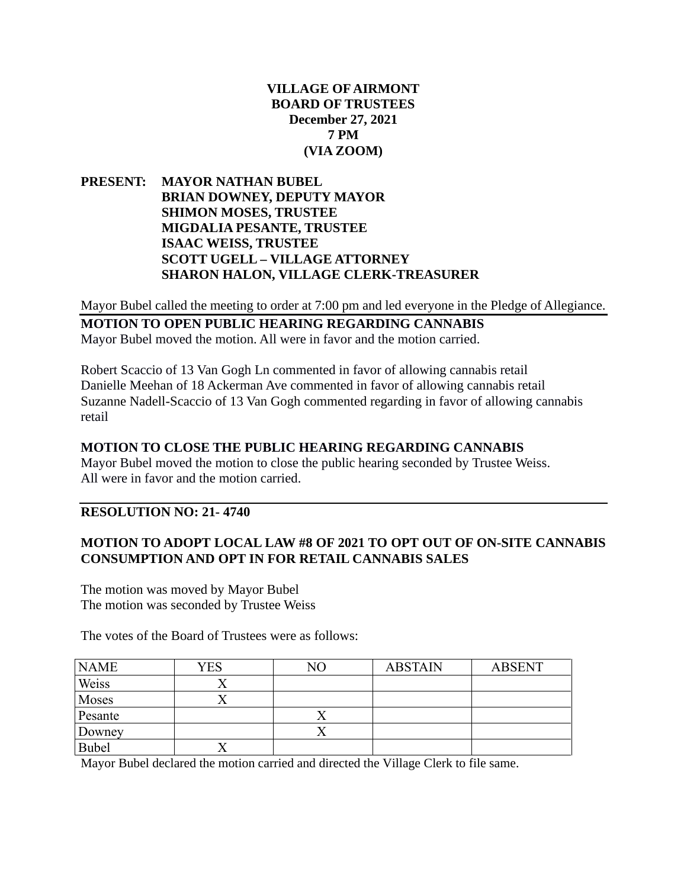**VILLAGE OF AIRMONT**
**BOARD OF TRUSTEES**
**December 27, 2021**
**7 PM**
**(VIA ZOOM)**

**PRESENT: MAYOR NATHAN BUBEL**
**BRIAN DOWNEY, DEPUTY MAYOR**
**SHIMON MOSES, TRUSTEE**
**MIGDALIA PESANTE, TRUSTEE**
**ISAAC WEISS, TRUSTEE**
**SCOTT UGELL – VILLAGE ATTORNEY**
**SHARON HALON, VILLAGE CLERK-TREASURER**

Mayor Bubel called the meeting to order at 7:00 pm and led everyone in the Pledge of Allegiance.

**MOTION TO OPEN PUBLIC HEARING REGARDING CANNABIS**

Mayor Bubel moved the motion. All were in favor and the motion carried.

Robert Scaccio of 13 Van Gogh Ln commented in favor of allowing cannabis retail
Danielle Meehan of 18 Ackerman Ave commented in favor of allowing cannabis retail
Suzanne Nadell-Scaccio of 13 Van Gogh commented regarding in favor of allowing cannabis retail

**MOTION TO CLOSE THE PUBLIC HEARING REGARDING CANNABIS**

Mayor Bubel moved the motion to close the public hearing seconded by Trustee Weiss.
All were in favor and the motion carried.

**RESOLUTION NO: 21- 4740**

**MOTION TO ADOPT LOCAL LAW #8 OF 2021 TO OPT OUT OF ON-SITE CANNABIS CONSUMPTION AND OPT IN FOR RETAIL CANNABIS SALES**

The motion was moved by Mayor Bubel
The motion was seconded by Trustee Weiss

The votes of the Board of Trustees were as follows:

| NAME | YES | NO | ABSTAIN | ABSENT |
|---|---|---|---|---|
| Weiss | X | | | |
| Moses | X | | | |
| Pesante | | X | | |
| Downey | | X | | |
| Bubel | X | | | |

Mayor Bubel declared the motion carried and directed the Village Clerk to file same.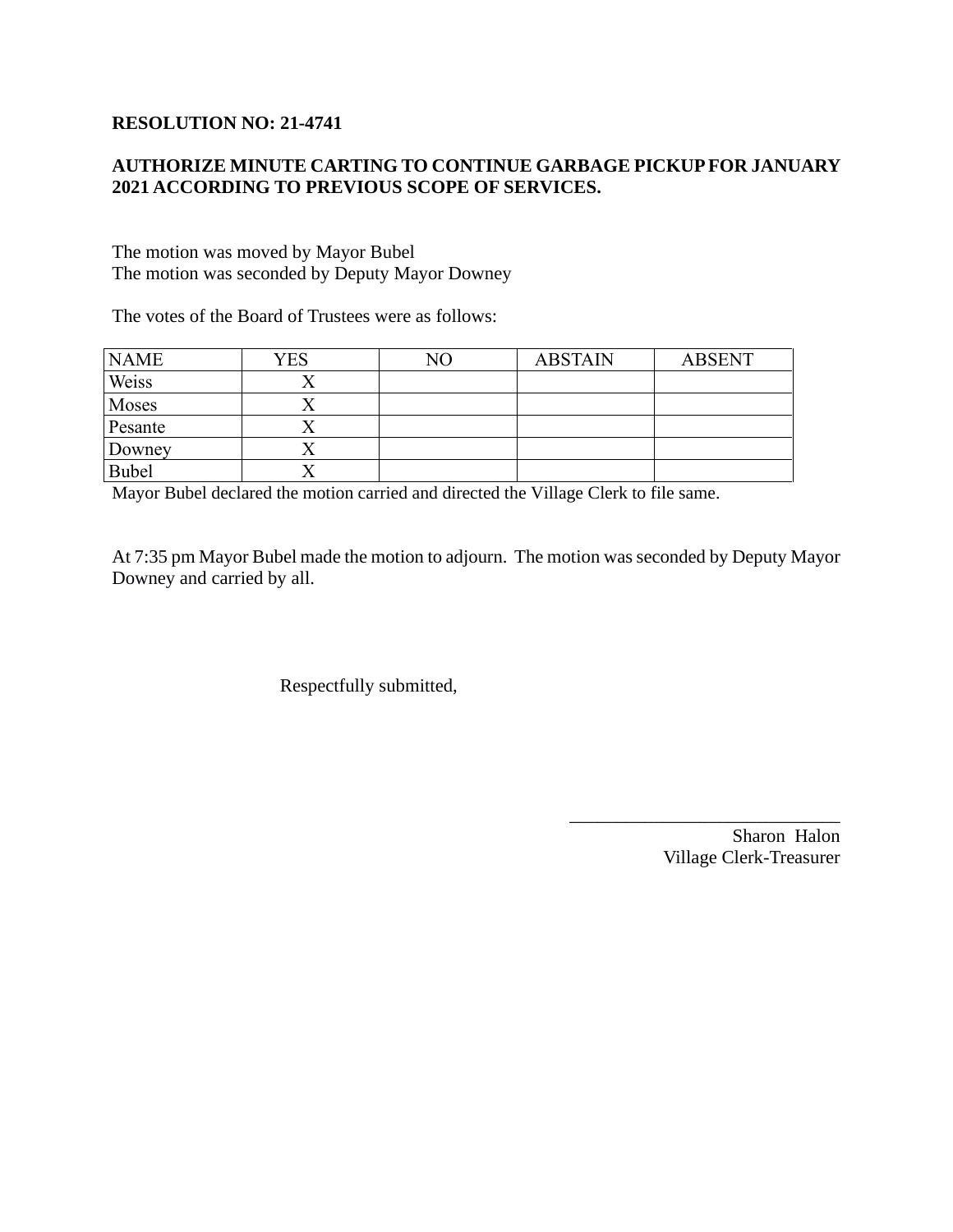**RESOLUTION NO: 21-4741**

**AUTHORIZE MINUTE CARTING TO CONTINUE GARBAGE PICKUP FOR JANUARY 2021 ACCORDING TO PREVIOUS SCOPE OF SERVICES.**

The motion was moved by Mayor Bubel
The motion was seconded by Deputy Mayor Downey

The votes of the Board of Trustees were as follows:

| NAME | YES | NO | ABSTAIN | ABSENT |
|---|---|---|---|---|
| Weiss | X | | | |
| Moses | X | | | |
| Pesante | X | | | |
| Downey | X | | | |
| Bubel | X | | | |

Mayor Bubel declared the motion carried and directed the Village Clerk to file same.

At 7:35 pm Mayor Bubel made the motion to adjourn. The motion was seconded by Deputy Mayor Downey and carried by all.

Respectfully submitted,

\_\_\_\_\_\_\_\_\_\_\_\_\_\_\_\_\_\_\_\_\_\_\_\_\_\_\_\_\_\_
Sharon Halon
Village Clerk-Treasurer